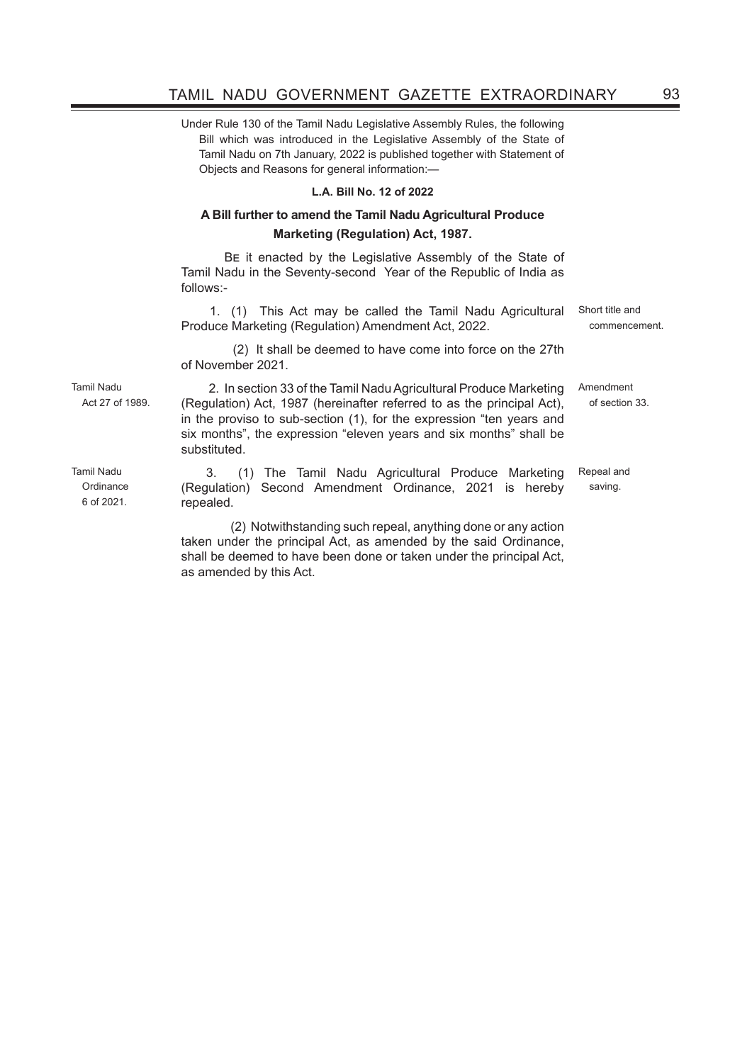Under Rule 130 of the Tamil Nadu Legislative Assembly Rules, the following Bill which was introduced in the Legislative Assembly of the State of Tamil Nadu on 7th January, 2022 is published together with Statement of Objects and Reasons for general information:—

**L.A. Bill No. 12 of 2022**

**A Bill further to amend the Tamil Nadu Agricultural Produce Marketing (Regulation) Act, 1987.**

Be it enacted by the Legislative Assembly of the State of Tamil Nadu in the Seventy-second Year of the Republic of India as follows:-

*Short title and commencement.*

1. (1) This Act may be called the Tamil Nadu Agricultural Produce Marketing (Regulation) Amendment Act, 2022.

(2) It shall be deemed to have come into force on the 27th of November 2021.

*Tamil Nadu Act 27 of 1989.* *Amendment of section 33.*

2. In section 33 of the Tamil Nadu Agricultural Produce Marketing (Regulation) Act, 1987 (hereinafter referred to as the principal Act), in the proviso to sub-section (1), for the expression "ten years and six months", the expression "eleven years and six months" shall be substituted.

*Tamil Nadu Ordinance 6 of 2021.* *Repeal and saving.*

3. (1) The Tamil Nadu Agricultural Produce Marketing (Regulation) Second Amendment Ordinance, 2021 is hereby repealed.

(2) Notwithstanding such repeal, anything done or any action taken under the principal Act, as amended by the said Ordinance, shall be deemed to have been done or taken under the principal Act, as amended by this Act.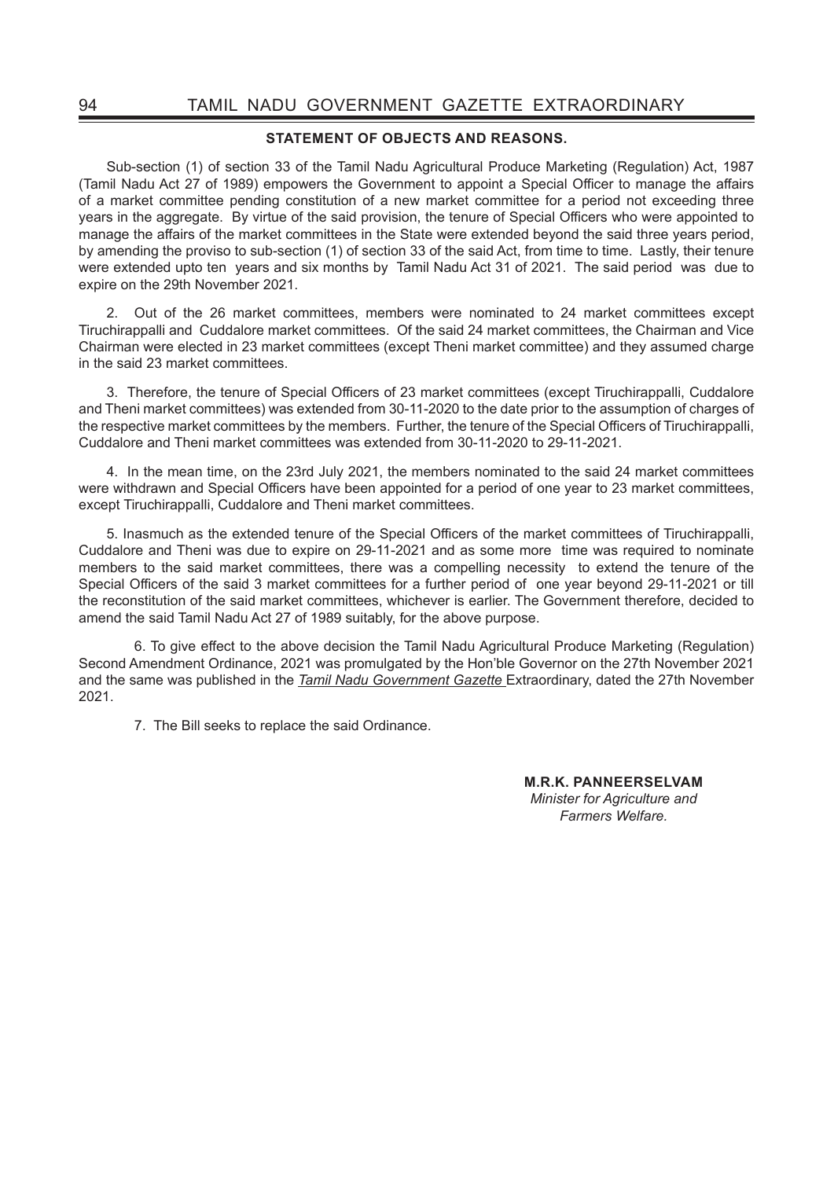**STATEMENT OF OBJECTS AND REASONS.**

Sub-section (1) of section 33 of the Tamil Nadu Agricultural Produce Marketing (Regulation) Act, 1987 (Tamil Nadu Act 27 of 1989) empowers the Government to appoint a Special Officer to manage the affairs of a market committee pending constitution of a new market committee for a period not exceeding three years in the aggregate. By virtue of the said provision, the tenure of Special Officers who were appointed to manage the affairs of the market committees in the State were extended beyond the said three years period, by amending the proviso to sub-section (1) of section 33 of the said Act, from time to time. Lastly, their tenure were extended upto ten years and six months by Tamil Nadu Act 31 of 2021. The said period was due to expire on the 29th November 2021.

2. Out of the 26 market committees, members were nominated to 24 market committees except Tiruchirappalli and Cuddalore market committees. Of the said 24 market committees, the Chairman and Vice Chairman were elected in 23 market committees (except Theni market committee) and they assumed charge in the said 23 market committees.

3. Therefore, the tenure of Special Officers of 23 market committees (except Tiruchirappalli, Cuddalore and Theni market committees) was extended from 30-11-2020 to the date prior to the assumption of charges of the respective market committees by the members. Further, the tenure of the Special Officers of Tiruchirappalli, Cuddalore and Theni market committees was extended from 30-11-2020 to 29-11-2021.

4. In the mean time, on the 23rd July 2021, the members nominated to the said 24 market committees were withdrawn and Special Officers have been appointed for a period of one year to 23 market committees, except Tiruchirappalli, Cuddalore and Theni market committees.

5. Inasmuch as the extended tenure of the Special Officers of the market committees of Tiruchirappalli, Cuddalore and Theni was due to expire on 29-11-2021 and as some more time was required to nominate members to the said market committees, there was a compelling necessity to extend the tenure of the Special Officers of the said 3 market committees for a further period of one year beyond 29-11-2021 or till the reconstitution of the said market committees, whichever is earlier. The Government therefore, decided to amend the said Tamil Nadu Act 27 of 1989 suitably, for the above purpose.

6. To give effect to the above decision the Tamil Nadu Agricultural Produce Marketing (Regulation) Second Amendment Ordinance, 2021 was promulgated by the Hon'ble Governor on the 27th November 2021 and the same was published in the *Tamil Nadu Government Gazette* Extraordinary, dated the 27th November 2021.

7. The Bill seeks to replace the said Ordinance.

**M.R.K. PANNEERSELVAM**
*Minister for Agriculture and Farmers Welfare.*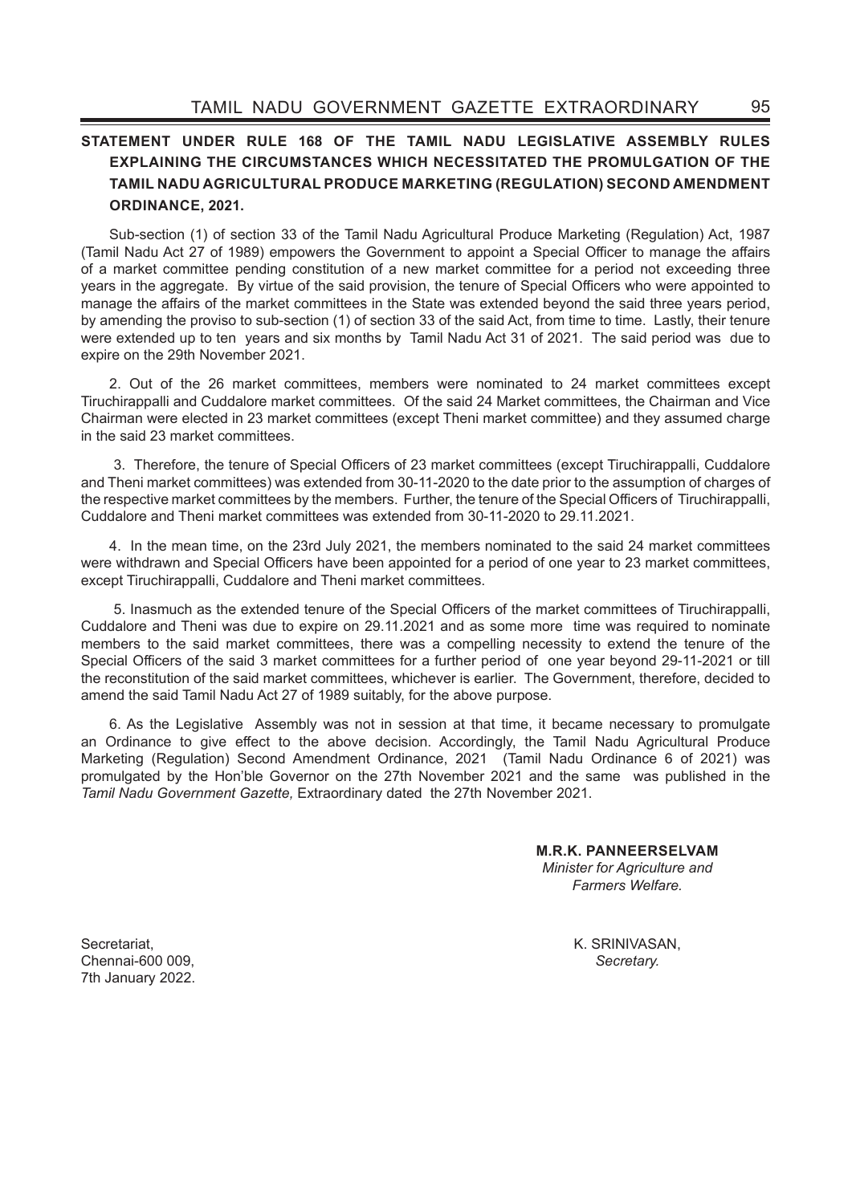## STATEMENT UNDER RULE 168 OF THE TAMIL NADU LEGISLATIVE ASSEMBLY RULES EXPLAINING THE CIRCUMSTANCES WHICH NECESSITATED THE PROMULGATION OF THE TAMIL NADU AGRICULTURAL PRODUCE MARKETING (REGULATION) SECOND AMENDMENT ORDINANCE, 2021.

Sub-section (1) of section 33 of the Tamil Nadu Agricultural Produce Marketing (Regulation) Act, 1987 (Tamil Nadu Act 27 of 1989) empowers the Government to appoint a Special Officer to manage the affairs of a market committee pending constitution of a new market committee for a period not exceeding three years in the aggregate. By virtue of the said provision, the tenure of Special Officers who were appointed to manage the affairs of the market committees in the State was extended beyond the said three years period, by amending the proviso to sub-section (1) of section 33 of the said Act, from time to time. Lastly, their tenure were extended up to ten years and six months by Tamil Nadu Act 31 of 2021. The said period was due to expire on the 29th November 2021.

2. Out of the 26 market committees, members were nominated to 24 market committees except Tiruchirappalli and Cuddalore market committees. Of the said 24 Market committees, the Chairman and Vice Chairman were elected in 23 market committees (except Theni market committee) and they assumed charge in the said 23 market committees.

3. Therefore, the tenure of Special Officers of 23 market committees (except Tiruchirappalli, Cuddalore and Theni market committees) was extended from 30-11-2020 to the date prior to the assumption of charges of the respective market committees by the members. Further, the tenure of the Special Officers of Tiruchirappalli, Cuddalore and Theni market committees was extended from 30-11-2020 to 29.11.2021.

4. In the mean time, on the 23rd July 2021, the members nominated to the said 24 market committees were withdrawn and Special Officers have been appointed for a period of one year to 23 market committees, except Tiruchirappalli, Cuddalore and Theni market committees.

5. Inasmuch as the extended tenure of the Special Officers of the market committees of Tiruchirappalli, Cuddalore and Theni was due to expire on 29.11.2021 and as some more time was required to nominate members to the said market committees, there was a compelling necessity to extend the tenure of the Special Officers of the said 3 market committees for a further period of one year beyond 29-11-2021 or till the reconstitution of the said market committees, whichever is earlier. The Government, therefore, decided to amend the said Tamil Nadu Act 27 of 1989 suitably, for the above purpose.

6. As the Legislative Assembly was not in session at that time, it became necessary to promulgate an Ordinance to give effect to the above decision. Accordingly, the Tamil Nadu Agricultural Produce Marketing (Regulation) Second Amendment Ordinance, 2021 (Tamil Nadu Ordinance 6 of 2021) was promulgated by the Hon'ble Governor on the 27th November 2021 and the same was published in the *Tamil Nadu Government Gazette,* Extraordinary dated the 27th November 2021.

**M.R.K. PANNEERSELVAM**
*Minister for Agriculture and Farmers Welfare.*

Secretariat,
Chennai-600 009,
7th January 2022.

K. SRINIVASAN,
*Secretary.*